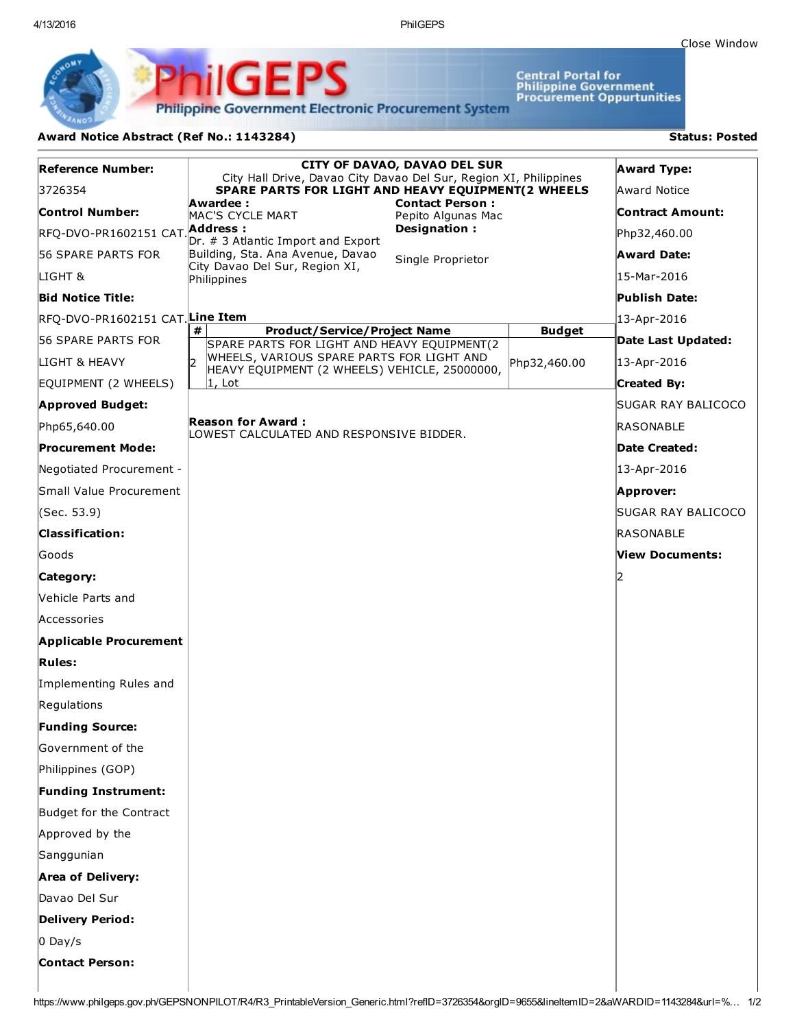Close Window

**PhilGEPS**
Philippine Government Electronic Procurement System

Central Portal for Philippine Government Procurement Oppurtunities

**Award Notice Abstract (Ref No.: 1143284)** **Status: Posted**

**Reference Number:**
3726354

**Control Number:**
RFQ-DVO-PR1602151 CAT. 56 SPARE PARTS FOR LIGHT &

**Bid Notice Title:**
RFQ-DVO-PR1602151 CAT. 56 SPARE PARTS FOR LIGHT & HEAVY EQUIPMENT (2 WHEELS)

**Approved Budget:**
Php65,640.00

**Procurement Mode:**
Negotiated Procurement - Small Value Procurement (Sec. 53.9)

**Classification:**
Goods

**Category:**
Vehicle Parts and Accessories

**Applicable Procurement Rules:**
Implementing Rules and Regulations

**Funding Source:**
Government of the Philippines (GOP)

**Funding Instrument:**
Budget for the Contract Approved by the Sanggunian

**Area of Delivery:**
Davao Del Sur

**Delivery Period:**
0 Day/s

**Contact Person:**

---

**CITY OF DAVAO, DAVAO DEL SUR**
City Hall Drive, Davao City Davao Del Sur, Region XI, Philippines
**SPARE PARTS FOR LIGHT AND HEAVY EQUIPMENT(2 WHEELS**

**Awardee :**
MAC'S CYCLE MART

**Address :**
Dr. # 3 Atlantic Import and Export Building, Sta. Ana Avenue, Davao City Davao Del Sur, Region XI, Philippines

**Contact Person :**
Pepito Algunas Mac

**Designation :**
Single Proprietor

**Line Item**

| # | Product/Service/Project Name | Budget |
|---|---|---|
| 2 | SPARE PARTS FOR LIGHT AND HEAVY EQUIPMENT(2 WHEELS, VARIOUS SPARE PARTS FOR LIGHT AND HEAVY EQUIPMENT (2 WHEELS) VEHICLE, 25000000, 1, Lot | Php32,460.00 |

**Reason for Award :**
LOWEST CALCULATED AND RESPONSIVE BIDDER.

---

**Award Type:**
Award Notice

**Contract Amount:**
Php32,460.00

**Award Date:**
15-Mar-2016

**Publish Date:**
13-Apr-2016

**Date Last Updated:**
13-Apr-2016

**Created By:**
SUGAR RAY BALICOCO RASONABLE

**Date Created:**
13-Apr-2016

**Approver:**
SUGAR RAY BALICOCO RASONABLE

**View Documents:**
2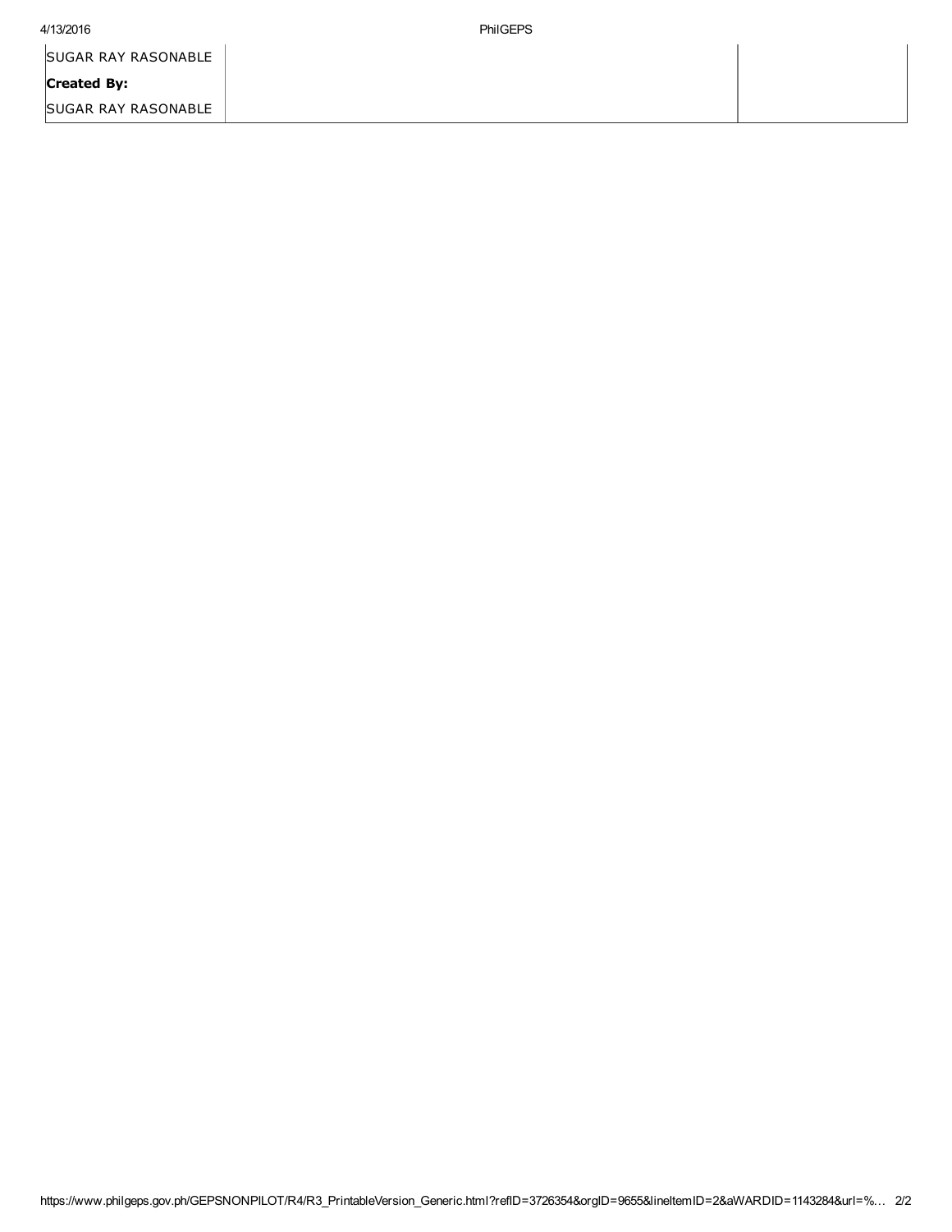| | | |
|---|---|---|
| SUGAR RAY RASONABLE | | |
| **Created By:** | | |
| SUGAR RAY RASONABLE | | |